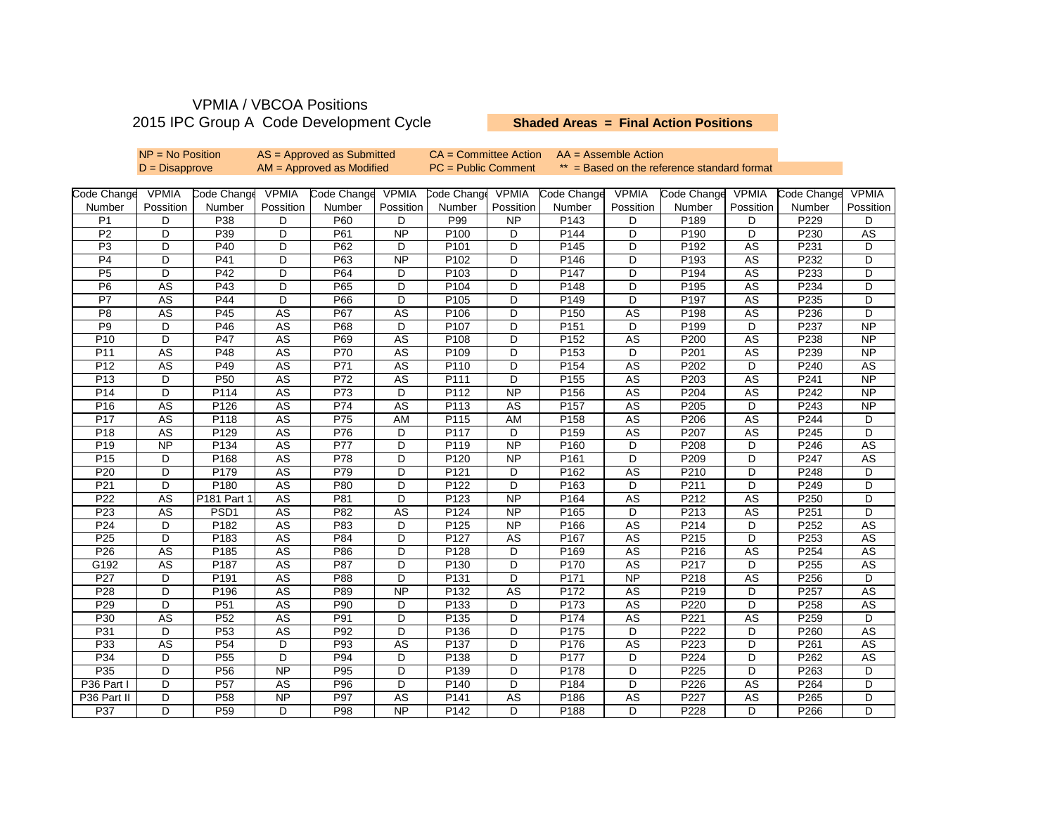# VPMIA / VBCOA Positions

## 2015 IPC Group A Code Development Cycle

**Shaded Areas = Final Action Positions**

NP = No Position
D = Disapprove
AS = Approved as Submitted
AM = Approved as Modified
CA = Committee Action
PC = Public Comment
AA = Assemble Action
** = Based on the reference standard format

| Code Change Number | VPMIA Possition | Code Change Number | VPMIA Possition | Code Change Number | VPMIA Possition | Code Change Number | VPMIA Possition | Code Change Number | VPMIA Possition | Code Change Number | VPMIA Possition | Code Change Number | VPMIA Possition |
|---|---|---|---|---|---|---|---|---|---|---|---|---|---|
| P1 | D | P38 | D | P60 | D | P99 | NP | P143 | D | P189 | D | P229 | D |
| P2 | D | P39 | D | P61 | NP | P100 | D | P144 | D | P190 | D | P230 | AS |
| P3 | D | P40 | D | P62 | D | P101 | D | P145 | D | P192 | AS | P231 | D |
| P4 | D | P41 | D | P63 | NP | P102 | D | P146 | D | P193 | AS | P232 | D |
| P5 | D | P42 | D | P64 | D | P103 | D | P147 | D | P194 | AS | P233 | D |
| P6 | AS | P43 | D | P65 | D | P104 | D | P148 | D | P195 | AS | P234 | D |
| P7 | AS | P44 | D | P66 | D | P105 | D | P149 | D | P197 | AS | P235 | D |
| P8 | AS | P45 | AS | P67 | AS | P106 | D | P150 | AS | P198 | AS | P236 | D |
| P9 | D | P46 | AS | P68 | D | P107 | D | P151 | D | P199 | D | P237 | NP |
| P10 | D | P47 | AS | P69 | AS | P108 | D | P152 | AS | P200 | AS | P238 | NP |
| P11 | AS | P48 | AS | P70 | AS | P109 | D | P153 | D | P201 | AS | P239 | NP |
| P12 | AS | P49 | AS | P71 | AS | P110 | D | P154 | AS | P202 | D | P240 | AS |
| P13 | D | P50 | AS | P72 | AS | P111 | D | P155 | AS | P203 | AS | P241 | NP |
| P14 | D | P114 | AS | P73 | D | P112 | NP | P156 | AS | P204 | AS | P242 | NP |
| P16 | AS | P126 | AS | P74 | AS | P113 | AS | P157 | AS | P205 | D | P243 | NP |
| P17 | AS | P118 | AS | P75 | AM | P115 | AM | P158 | AS | P206 | AS | P244 | D |
| P18 | AS | P129 | AS | P76 | D | P117 | D | P159 | AS | P207 | AS | P245 | D |
| P19 | NP | P134 | AS | P77 | D | P119 | NP | P160 | D | P208 | D | P246 | AS |
| P15 | D | P168 | AS | P78 | D | P120 | NP | P161 | D | P209 | D | P247 | AS |
| P20 | D | P179 | AS | P79 | D | P121 | D | P162 | AS | P210 | D | P248 | D |
| P21 | D | P180 | AS | P80 | D | P122 | D | P163 | D | P211 | D | P249 | D |
| P22 | AS | P181 Part 1 | AS | P81 | D | P123 | NP | P164 | AS | P212 | AS | P250 | D |
| P23 | AS | PSD1 | AS | P82 | AS | P124 | NP | P165 | D | P213 | AS | P251 | D |
| P24 | D | P182 | AS | P83 | D | P125 | NP | P166 | AS | P214 | D | P252 | AS |
| P25 | D | P183 | AS | P84 | D | P127 | AS | P167 | AS | P215 | D | P253 | AS |
| P26 | AS | P185 | AS | P86 | D | P128 | D | P169 | AS | P216 | AS | P254 | AS |
| G192 | AS | P187 | AS | P87 | D | P130 | D | P170 | AS | P217 | D | P255 | AS |
| P27 | D | P191 | AS | P88 | D | P131 | D | P171 | NP | P218 | AS | P256 | D |
| P28 | D | P196 | AS | P89 | NP | P132 | AS | P172 | AS | P219 | D | P257 | AS |
| P29 | D | P51 | AS | P90 | D | P133 | D | P173 | AS | P220 | D | P258 | AS |
| P30 | AS | P52 | AS | P91 | D | P135 | D | P174 | AS | P221 | AS | P259 | D |
| P31 | D | P53 | AS | P92 | D | P136 | D | P175 | D | P222 | D | P260 | AS |
| P33 | AS | P54 | D | P93 | AS | P137 | D | P176 | AS | P223 | D | P261 | AS |
| P34 | D | P55 | D | P94 | D | P138 | D | P177 | D | P224 | D | P262 | AS |
| P35 | D | P56 | NP | P95 | D | P139 | D | P178 | D | P225 | D | P263 | D |
| P36 Part I | D | P57 | AS | P96 | D | P140 | D | P184 | D | P226 | AS | P264 | D |
| P36 Part II | D | P58 | NP | P97 | AS | P141 | AS | P186 | AS | P227 | AS | P265 | D |
| P37 | D | P59 | D | P98 | NP | P142 | D | P188 | D | P228 | D | P266 | D |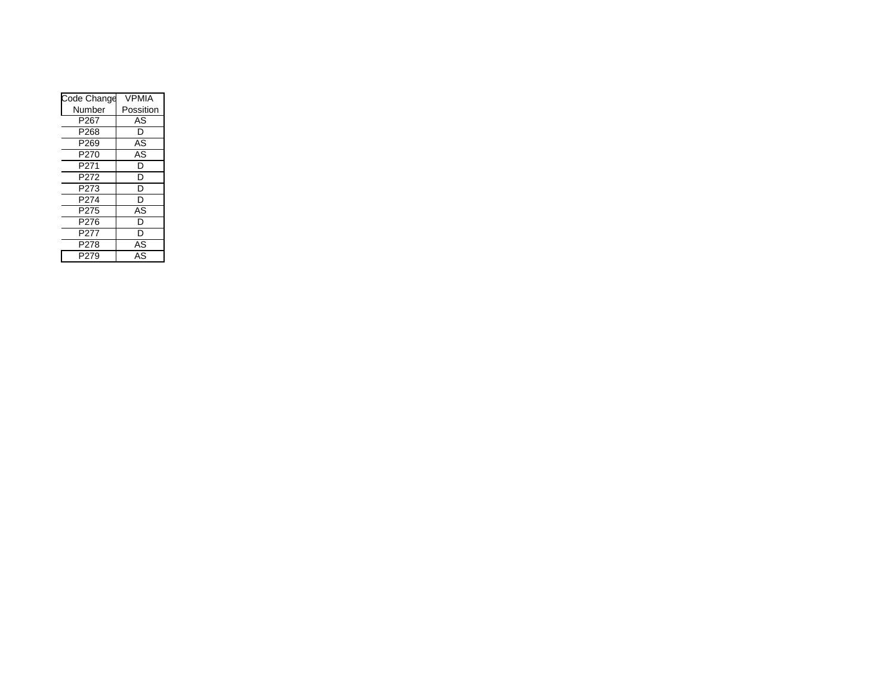| Code Change Number | VPMIA Possition |
|---|---|
| P267 | AS |
| P268 | D |
| P269 | AS |
| P270 | AS |
| P271 | D |
| P272 | D |
| P273 | D |
| P274 | D |
| P275 | AS |
| P276 | D |
| P277 | D |
| P278 | AS |
| P279 | AS |